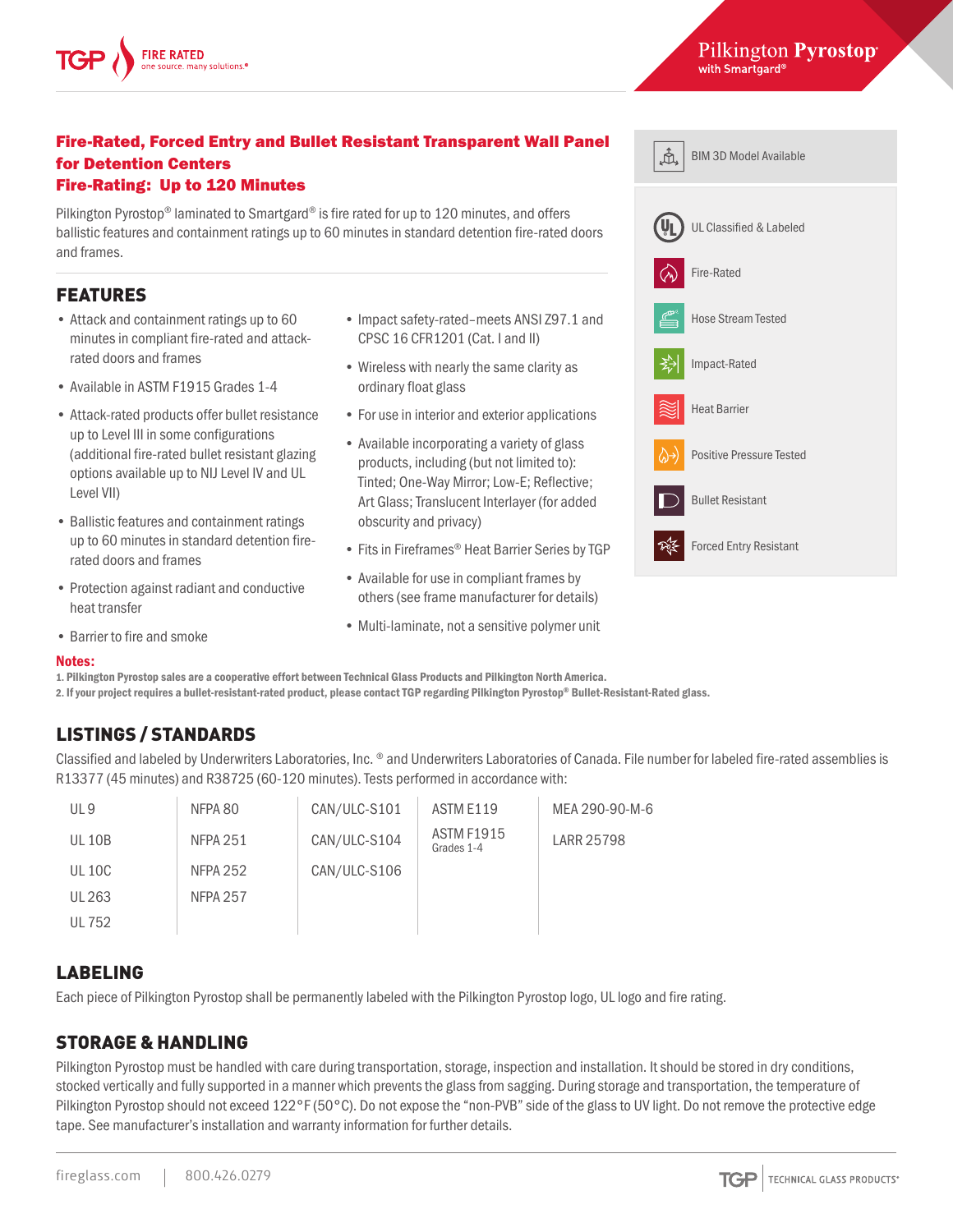TGP FIRE RATED one source. many solutions.®

Pilkington Pyrostop with Smartgard®

# Fire-Rated, Forced Entry and Bullet Resistant Transparent Wall Panel for Detention Centers

## Fire-Rating: Up to 120 Minutes

Pilkington Pyrostop® laminated to Smartgard® is fire rated for up to 120 minutes, and offers ballistic features and containment ratings up to 60 minutes in standard detention fire-rated doors and frames.

- BIM 3D Model Available
- UL Classified & Labeled
- Fire-Rated
- Hose Stream Tested
- Impact-Rated
- Heat Barrier
- Positive Pressure Tested
- Bullet Resistant
- Forced Entry Resistant

## FEATURES

- Attack and containment ratings up to 60 minutes in compliant fire-rated and attack-rated doors and frames
- Available in ASTM F1915 Grades 1-4
- Attack-rated products offer bullet resistance up to Level III in some configurations (additional fire-rated bullet resistant glazing options available up to NIJ Level IV and UL Level VII)
- Ballistic features and containment ratings up to 60 minutes in standard detention fire-rated doors and frames
- Protection against radiant and conductive heat transfer
- Barrier to fire and smoke
- Impact safety-rated–meets ANSI Z97.1 and CPSC 16 CFR1201 (Cat. I and II)
- Wireless with nearly the same clarity as ordinary float glass
- For use in interior and exterior applications
- Available incorporating a variety of glass products, including (but not limited to): Tinted; One-Way Mirror; Low-E; Reflective; Art Glass; Translucent Interlayer (for added obscurity and privacy)
- Fits in Fireframes® Heat Barrier Series by TGP
- Available for use in compliant frames by others (see frame manufacturer for details)
- Multi-laminate, not a sensitive polymer unit

**Notes:**

1. Pilkington Pyrostop sales are a cooperative effort between Technical Glass Products and Pilkington North America.
2. If your project requires a bullet-resistant-rated product, please contact TGP regarding Pilkington Pyrostop® Bullet-Resistant-Rated glass.

## LISTINGS / STANDARDS

Classified and labeled by Underwriters Laboratories, Inc. ® and Underwriters Laboratories of Canada. File number for labeled fire-rated assemblies is R13377 (45 minutes) and R38725 (60-120 minutes). Tests performed in accordance with:

| | | | | |
|---|---|---|---|---|
| UL 9 | NFPA 80 | CAN/ULC-S101 | ASTM E119 | MEA 290-90-M-6 |
| UL 10B | NFPA 251 | CAN/ULC-S104 | ASTM F1915 Grades 1-4 | LARR 25798 |
| UL 10C | NFPA 252 | CAN/ULC-S106 | | |
| UL 263 | NFPA 257 | | | |
| UL 752 | | | | |

## LABELING

Each piece of Pilkington Pyrostop shall be permanently labeled with the Pilkington Pyrostop logo, UL logo and fire rating.

## STORAGE & HANDLING

Pilkington Pyrostop must be handled with care during transportation, storage, inspection and installation. It should be stored in dry conditions, stocked vertically and fully supported in a manner which prevents the glass from sagging. During storage and transportation, the temperature of Pilkington Pyrostop should not exceed 122°F (50°C). Do not expose the "non-PVB" side of the glass to UV light. Do not remove the protective edge tape. See manufacturer's installation and warranty information for further details.

fireglass.com | 800.426.0279

TGP TECHNICAL GLASS PRODUCTS®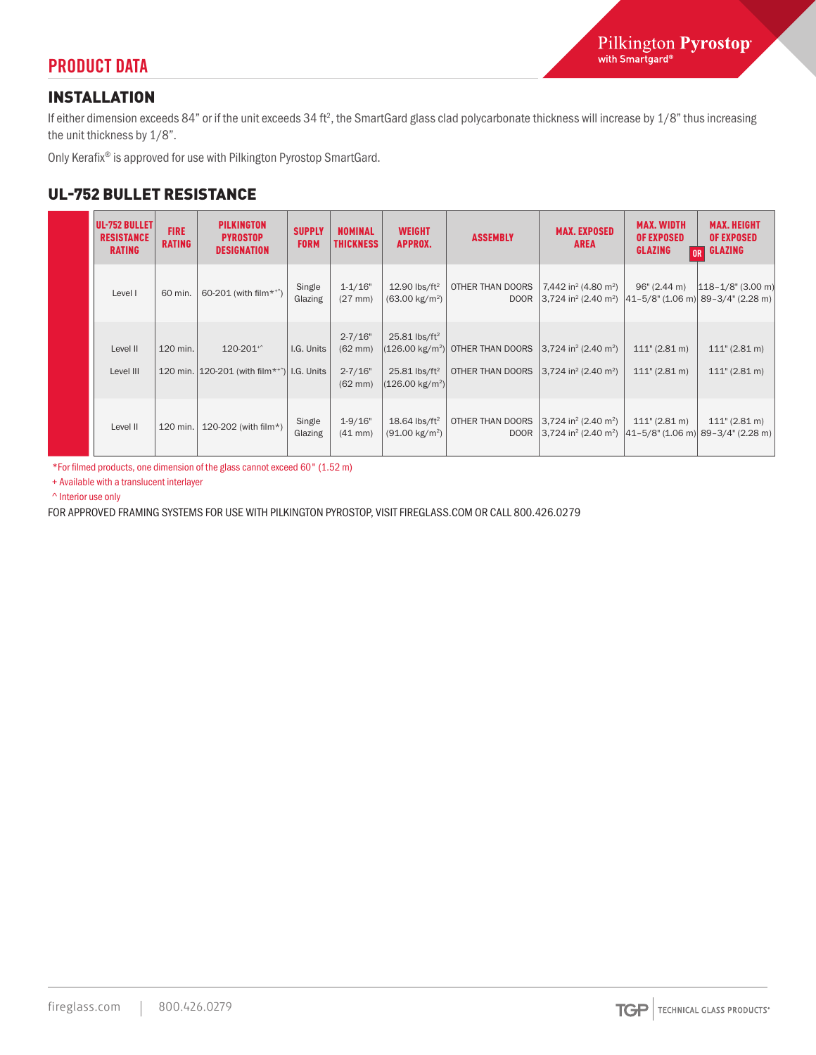## PRODUCT DATA

### INSTALLATION

If either dimension exceeds 84" or if the unit exceeds 34 ft², the SmartGard glass clad polycarbonate thickness will increase by 1/8" thus increasing the unit thickness by 1/8".

Only Kerafix® is approved for use with Pilkington Pyrostop SmartGard.

### UL-752 BULLET RESISTANCE

| UL-752 BULLET RESISTANCE RATING | FIRE RATING | PILKINGTON PYROSTOP DESIGNATION | SUPPLY FORM | NOMINAL THICKNESS | WEIGHT APPROX. | ASSEMBLY | MAX. EXPOSED AREA | MAX. WIDTH OF EXPOSED GLAZING (OR) | MAX. HEIGHT OF EXPOSED GLAZING |
|---|---|---|---|---|---|---|---|---|---|
| Level I | 60 min. | 60-201 (with film*+^) | Single Glazing | 1-1/16" (27 mm) | 12.90 lbs/ft² (63.00 kg/m²) | OTHER THAN DOORS<br>DOOR | 7,442 in² (4.80 m²)<br>3,724 in² (2.40 m²) | 96" (2.44 m)<br>41-5/8" (1.06 m) | 118-1/8" (3.00 m)<br>89-3/4" (2.28 m) |
| Level II | 120 min. | 120-201+^ | I.G. Units | 2-7/16" (62 mm) | 25.81 lbs/ft² (126.00 kg/m²) | OTHER THAN DOORS | 3,724 in² (2.40 m²) | 111" (2.81 m) | 111" (2.81 m) |
| Level III | 120 min. | 120-201 (with film*+^) | I.G. Units | 2-7/16" (62 mm) | 25.81 lbs/ft² (126.00 kg/m²) | OTHER THAN DOORS | 3,724 in² (2.40 m²) | 111" (2.81 m) | 111" (2.81 m) |
| Level II | 120 min. | 120-202 (with film*) | Single Glazing | 1-9/16" (41 mm) | 18.64 lbs/ft² (91.00 kg/m²) | OTHER THAN DOORS<br>DOOR | 3,724 in² (2.40 m²)<br>3,724 in² (2.40 m²) | 111" (2.81 m)<br>41-5/8" (1.06 m) | 111" (2.81 m)<br>89-3/4" (2.28 m) |

*For filmed products, one dimension of the glass cannot exceed 60" (1.52 m)

+ Available with a translucent interlayer

^ Interior use only

FOR APPROVED FRAMING SYSTEMS FOR USE WITH PILKINGTON PYROSTOP, VISIT FIREGLASS.COM OR CALL 800.426.0279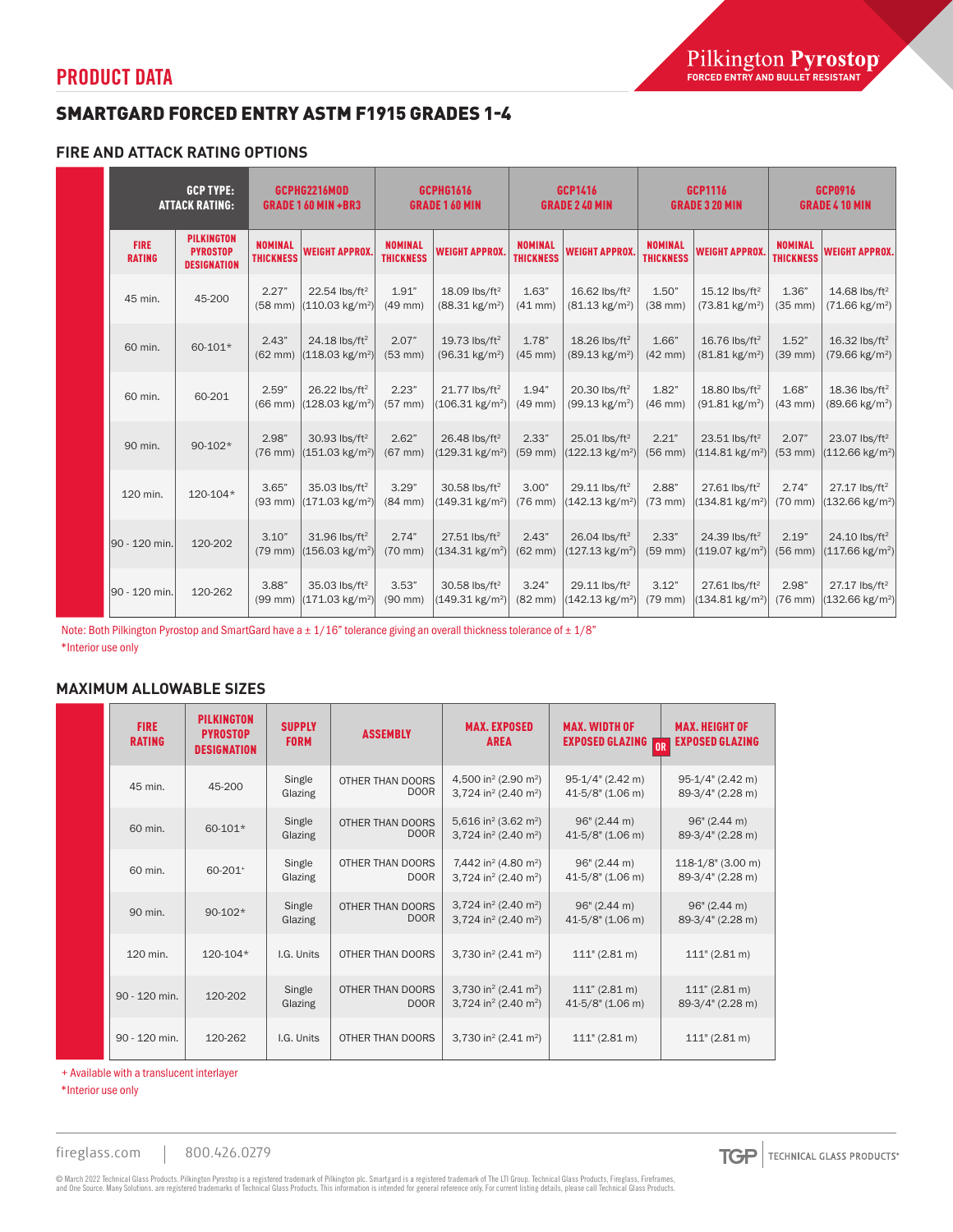## PRODUCT DATA

Pilkington Pyrostop
FORCED ENTRY AND BULLET RESISTANT

# SMARTGARD FORCED ENTRY ASTM F1915 GRADES 1-4

## FIRE AND ATTACK RATING OPTIONS

| GCP TYPE: ATTACK RATING: | | GCPHG2216MOD GRADE 1 60 MIN +BR3 | | GCPHG1616 GRADE 1 60 MIN | | GCP1416 GRADE 2 40 MIN | | GCP1116 GRADE 3 20 MIN | | GCP0916 GRADE 4 10 MIN | |
|---|---|---|---|---|---|---|---|---|---|---|---|
| FIRE RATING | PILKINGTON PYROSTOP DESIGNATION | NOMINAL THICKNESS | WEIGHT APPROX. | NOMINAL THICKNESS | WEIGHT APPROX. | NOMINAL THICKNESS | WEIGHT APPROX. | NOMINAL THICKNESS | WEIGHT APPROX. | NOMINAL THICKNESS | WEIGHT APPROX. |
| 45 min. | 45-200 | 2.27" (58 mm) | 22.54 lbs/ft² (110.03 kg/m²) | 1.91" (49 mm) | 18.09 lbs/ft² (88.31 kg/m²) | 1.63" (41 mm) | 16.62 lbs/ft² (81.13 kg/m²) | 1.50" (38 mm) | 15.12 lbs/ft² (73.81 kg/m²) | 1.36" (35 mm) | 14.68 lbs/ft² (71.66 kg/m²) |
| 60 min. | 60-101* | 2.43" (62 mm) | 24.18 lbs/ft² (118.03 kg/m²) | 2.07" (53 mm) | 19.73 lbs/ft² (96.31 kg/m²) | 1.78" (45 mm) | 18.26 lbs/ft² (89.13 kg/m²) | 1.66" (42 mm) | 16.76 lbs/ft² (81.81 kg/m²) | 1.52" (39 mm) | 16.32 lbs/ft² (79.66 kg/m²) |
| 60 min. | 60-201 | 2.59" (66 mm) | 26.22 lbs/ft² (128.03 kg/m²) | 2.23" (57 mm) | 21.77 lbs/ft² (106.31 kg/m²) | 1.94" (49 mm) | 20.30 lbs/ft² (99.13 kg/m²) | 1.82" (46 mm) | 18.80 lbs/ft² (91.81 kg/m²) | 1.68" (43 mm) | 18.36 lbs/ft² (89.66 kg/m²) |
| 90 min. | 90-102* | 2.98" (76 mm) | 30.93 lbs/ft² (151.03 kg/m²) | 2.62" (67 mm) | 26.48 lbs/ft² (129.31 kg/m²) | 2.33" (59 mm) | 25.01 lbs/ft² (122.13 kg/m²) | 2.21" (56 mm) | 23.51 lbs/ft² (114.81 kg/m²) | 2.07" (53 mm) | 23.07 lbs/ft² (112.66 kg/m²) |
| 120 min. | 120-104* | 3.65" (93 mm) | 35.03 lbs/ft² (171.03 kg/m²) | 3.29" (84 mm) | 30.58 lbs/ft² (149.31 kg/m²) | 3.00" (76 mm) | 29.11 lbs/ft² (142.13 kg/m²) | 2.88" (73 mm) | 27.61 lbs/ft² (134.81 kg/m²) | 2.74" (70 mm) | 27.17 lbs/ft² (132.66 kg/m²) |
| 90 - 120 min. | 120-202 | 3.10" (79 mm) | 31.96 lbs/ft² (156.03 kg/m²) | 2.74" (70 mm) | 27.51 lbs/ft² (134.31 kg/m²) | 2.43" (62 mm) | 26.04 lbs/ft² (127.13 kg/m²) | 2.33" (59 mm) | 24.39 lbs/ft² (119.07 kg/m²) | 2.19" (56 mm) | 24.10 lbs/ft² (117.66 kg/m²) |
| 90 - 120 min. | 120-262 | 3.88" (99 mm) | 35.03 lbs/ft² (171.03 kg/m²) | 3.53" (90 mm) | 30.58 lbs/ft² (149.31 kg/m²) | 3.24" (82 mm) | 29.11 lbs/ft² (142.13 kg/m²) | 3.12" (79 mm) | 27.61 lbs/ft² (134.81 kg/m²) | 2.98" (76 mm) | 27.17 lbs/ft² (132.66 kg/m²) |

Note: Both Pilkington Pyrostop and SmartGard have a ± 1/16" tolerance giving an overall thickness tolerance of ± 1/8"
*Interior use only

## MAXIMUM ALLOWABLE SIZES

| FIRE RATING | PILKINGTON PYROSTOP DESIGNATION | SUPPLY FORM | ASSEMBLY | MAX. EXPOSED AREA | MAX. WIDTH OF EXPOSED GLAZING | OR | MAX. HEIGHT OF EXPOSED GLAZING |
|---|---|---|---|---|---|---|---|
| 45 min. | 45-200 | Single Glazing | OTHER THAN DOORS<br>DOOR | 4,500 in² (2.90 m²)<br>3,724 in² (2.40 m²) | 95-1/4" (2.42 m)<br>41-5/8" (1.06 m) | | 95-1/4" (2.42 m)<br>89-3/4" (2.28 m) |
| 60 min. | 60-101* | Single Glazing | OTHER THAN DOORS<br>DOOR | 5,616 in² (3.62 m²)<br>3,724 in² (2.40 m²) | 96" (2.44 m)<br>41-5/8" (1.06 m) | | 96" (2.44 m)<br>89-3/4" (2.28 m) |
| 60 min. | 60-201+ | Single Glazing | OTHER THAN DOORS<br>DOOR | 7,442 in² (4.80 m²)<br>3,724 in² (2.40 m²) | 96" (2.44 m)<br>41-5/8" (1.06 m) | | 118-1/8" (3.00 m)<br>89-3/4" (2.28 m) |
| 90 min. | 90-102* | Single Glazing | OTHER THAN DOORS<br>DOOR | 3,724 in² (2.40 m²)<br>3,724 in² (2.40 m²) | 96" (2.44 m)<br>41-5/8" (1.06 m) | | 96" (2.44 m)<br>89-3/4" (2.28 m) |
| 120 min. | 120-104* | I.G. Units | OTHER THAN DOORS | 3,730 in² (2.41 m²) | 111" (2.81 m) | | 111" (2.81 m) |
| 90 - 120 min. | 120-202 | Single Glazing | OTHER THAN DOORS<br>DOOR | 3,730 in² (2.41 m²)<br>3,724 in² (2.40 m²) | 111" (2.81 m)<br>41-5/8" (1.06 m) | | 111" (2.81 m)<br>89-3/4" (2.28 m) |
| 90 - 120 min. | 120-262 | I.G. Units | OTHER THAN DOORS | 3,730 in² (2.41 m²) | 111" (2.81 m) | | 111" (2.81 m) |

+ Available with a translucent interlayer
*Interior use only

fireglass.com | 800.426.0279

TGP TECHNICAL GLASS PRODUCTS®

© March 2022 Technical Glass Products. Pilkington Pyrostop is a registered trademark of Pilkington plc. Smartgard is a registered trademark of The LTI Group. Technical Glass Products, Fireglass, Fireframes, and One Source. Many Solutions. are registered trademarks of Technical Glass Products. This information is intended for general reference only. For current listing details, please call Technical Glass Products.